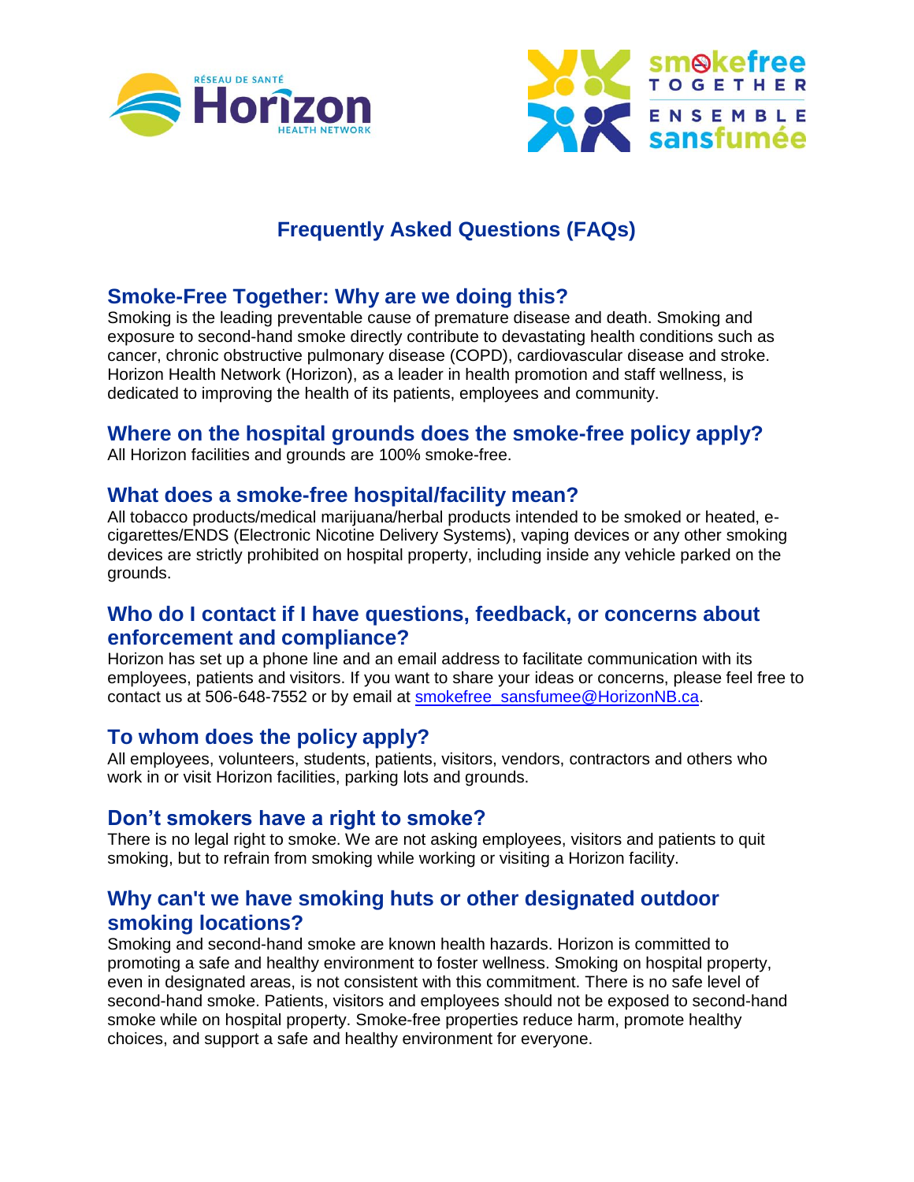# Frequently Asked Questions (FAQs)

## Smoke-Free Together: Why are we doing this?

Smoking is the leading preventable cause of premature disease and death. Smoking and exposure to second-hand smoke directly contribute to devastating health conditions such as cancer, chronic obstructive pulmonary disease (COPD), cardiovascular disease and stroke. Horizon Health Network (Horizon), as a leader in health promotion and staff wellness, is dedicated to improving the health of its patients, employees and community.

## Where on the hospital grounds does the smoke-free policy apply?

All Horizon facilities and grounds are 100% smoke-free.

## What does a smoke-free hospital/facility mean?

All tobacco products/medical marijuana/herbal products intended to be smoked or heated, e-cigarettes/ENDS (Electronic Nicotine Delivery Systems), vaping devices or any other smoking devices are strictly prohibited on hospital property, including inside any vehicle parked on the grounds.

## Who do I contact if I have questions, feedback, or concerns about enforcement and compliance?

Horizon has set up a phone line and an email address to facilitate communication with its employees, patients and visitors. If you want to share your ideas or concerns, please feel free to contact us at 506-648-7552 or by email at smokefree_sansfumee@HorizonNB.ca.

## To whom does the policy apply?

All employees, volunteers, students, patients, visitors, vendors, contractors and others who work in or visit Horizon facilities, parking lots and grounds.

## Don't smokers have a right to smoke?

There is no legal right to smoke. We are not asking employees, visitors and patients to quit smoking, but to refrain from smoking while working or visiting a Horizon facility.

## Why can't we have smoking huts or other designated outdoor smoking locations?

Smoking and second-hand smoke are known health hazards. Horizon is committed to promoting a safe and healthy environment to foster wellness. Smoking on hospital property, even in designated areas, is not consistent with this commitment. There is no safe level of second-hand smoke. Patients, visitors and employees should not be exposed to second-hand smoke while on hospital property. Smoke-free properties reduce harm, promote healthy choices, and support a safe and healthy environment for everyone.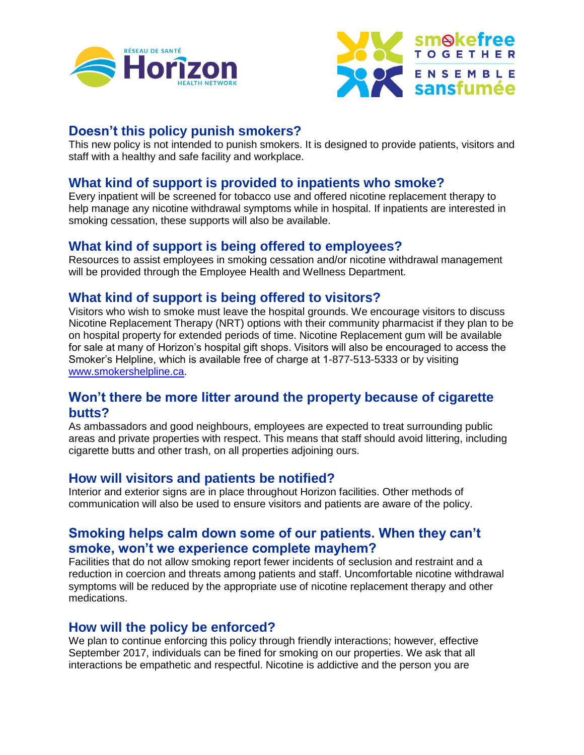## Doesn't this policy punish smokers?

This new policy is not intended to punish smokers. It is designed to provide patients, visitors and staff with a healthy and safe facility and workplace.

## What kind of support is provided to inpatients who smoke?

Every inpatient will be screened for tobacco use and offered nicotine replacement therapy to help manage any nicotine withdrawal symptoms while in hospital. If inpatients are interested in smoking cessation, these supports will also be available.

## What kind of support is being offered to employees?

Resources to assist employees in smoking cessation and/or nicotine withdrawal management will be provided through the Employee Health and Wellness Department.

## What kind of support is being offered to visitors?

Visitors who wish to smoke must leave the hospital grounds. We encourage visitors to discuss Nicotine Replacement Therapy (NRT) options with their community pharmacist if they plan to be on hospital property for extended periods of time. Nicotine Replacement gum will be available for sale at many of Horizon's hospital gift shops. Visitors will also be encouraged to access the Smoker's Helpline, which is available free of charge at 1-877-513-5333 or by visiting [www.smokershelpline.ca](http://www.smokershelpline.ca).

## Won't there be more litter around the property because of cigarette butts?

As ambassadors and good neighbours, employees are expected to treat surrounding public areas and private properties with respect. This means that staff should avoid littering, including cigarette butts and other trash, on all properties adjoining ours.

## How will visitors and patients be notified?

Interior and exterior signs are in place throughout Horizon facilities. Other methods of communication will also be used to ensure visitors and patients are aware of the policy.

## Smoking helps calm down some of our patients. When they can't smoke, won't we experience complete mayhem?

Facilities that do not allow smoking report fewer incidents of seclusion and restraint and a reduction in coercion and threats among patients and staff. Uncomfortable nicotine withdrawal symptoms will be reduced by the appropriate use of nicotine replacement therapy and other medications.

## How will the policy be enforced?

We plan to continue enforcing this policy through friendly interactions; however, effective September 2017, individuals can be fined for smoking on our properties. We ask that all interactions be empathetic and respectful. Nicotine is addictive and the person you are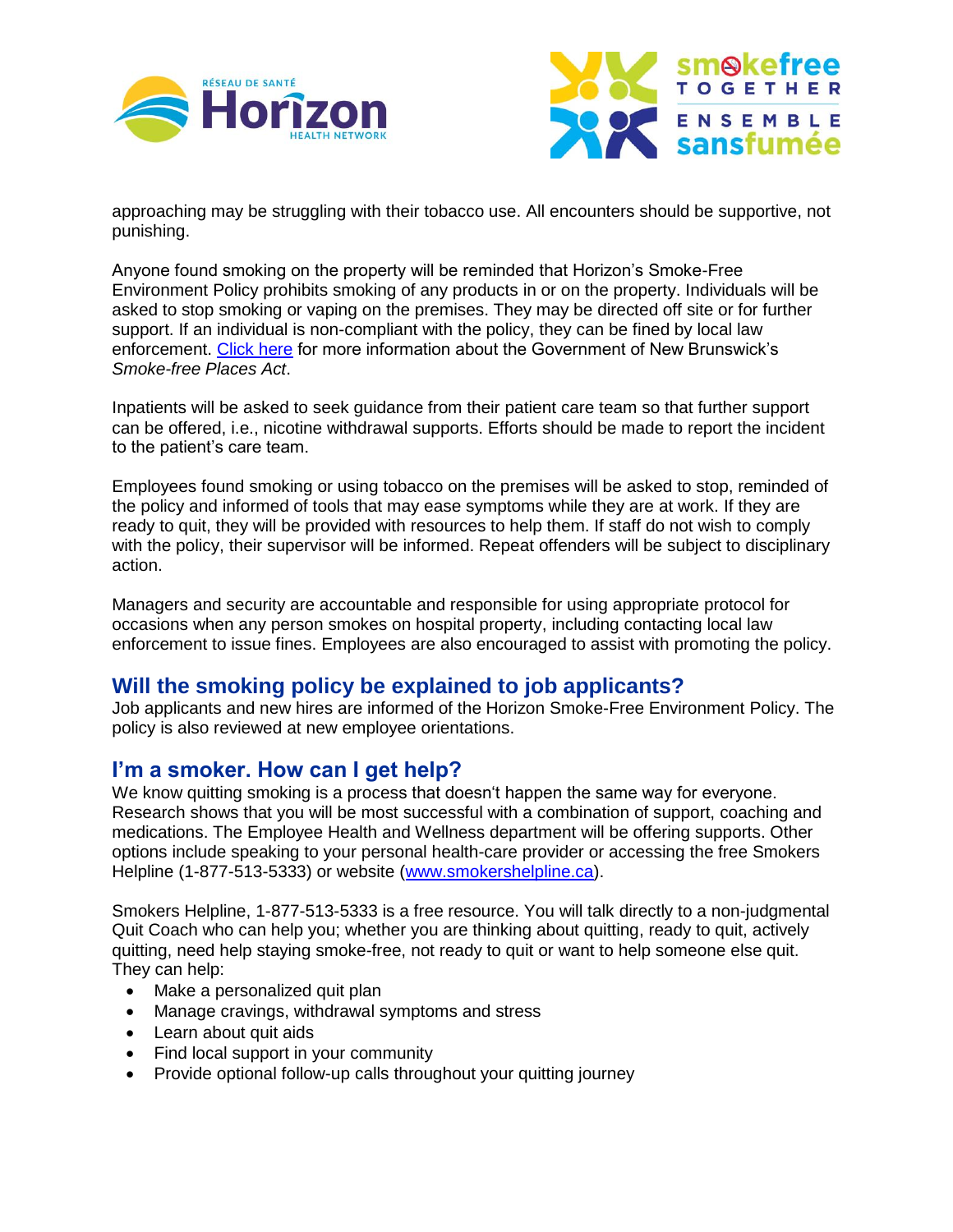approaching may be struggling with their tobacco use. All encounters should be supportive, not punishing.

Anyone found smoking on the property will be reminded that Horizon's Smoke-Free Environment Policy prohibits smoking of any products in or on the property. Individuals will be asked to stop smoking or vaping on the premises. They may be directed off site or for further support. If an individual is non-compliant with the policy, they can be fined by local law enforcement. [Click here]() for more information about the Government of New Brunswick's *Smoke-free Places Act*.

Inpatients will be asked to seek guidance from their patient care team so that further support can be offered, i.e., nicotine withdrawal supports. Efforts should be made to report the incident to the patient's care team.

Employees found smoking or using tobacco on the premises will be asked to stop, reminded of the policy and informed of tools that may ease symptoms while they are at work. If they are ready to quit, they will be provided with resources to help them. If staff do not wish to comply with the policy, their supervisor will be informed. Repeat offenders will be subject to disciplinary action.

Managers and security are accountable and responsible for using appropriate protocol for occasions when any person smokes on hospital property, including contacting local law enforcement to issue fines. Employees are also encouraged to assist with promoting the policy.

## Will the smoking policy be explained to job applicants?

Job applicants and new hires are informed of the Horizon Smoke-Free Environment Policy. The policy is also reviewed at new employee orientations.

## I'm a smoker. How can I get help?

We know quitting smoking is a process that doesn't happen the same way for everyone. Research shows that you will be most successful with a combination of support, coaching and medications. The Employee Health and Wellness department will be offering supports. Other options include speaking to your personal health-care provider or accessing the free Smokers Helpline (1-877-513-5333) or website ([www.smokershelpline.ca](http://www.smokershelpline.ca)).

Smokers Helpline, 1-877-513-5333 is a free resource. You will talk directly to a non-judgmental Quit Coach who can help you; whether you are thinking about quitting, ready to quit, actively quitting, need help staying smoke-free, not ready to quit or want to help someone else quit. They can help:

- Make a personalized quit plan
- Manage cravings, withdrawal symptoms and stress
- Learn about quit aids
- Find local support in your community
- Provide optional follow-up calls throughout your quitting journey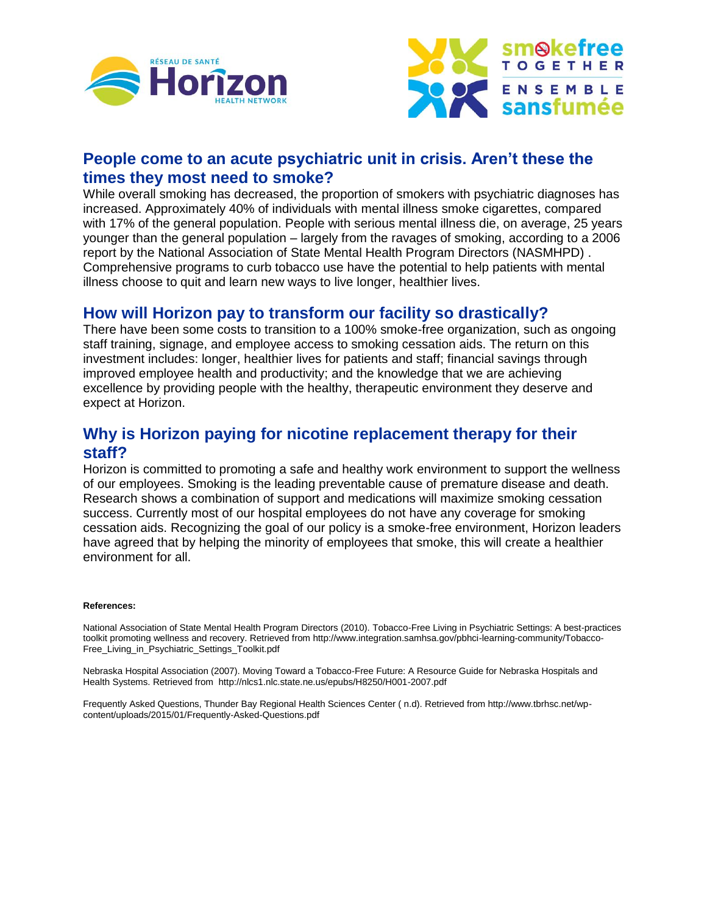## People come to an acute psychiatric unit in crisis. Aren't these the times they most need to smoke?

While overall smoking has decreased, the proportion of smokers with psychiatric diagnoses has increased. Approximately 40% of individuals with mental illness smoke cigarettes, compared with 17% of the general population. People with serious mental illness die, on average, 25 years younger than the general population – largely from the ravages of smoking, according to a 2006 report by the National Association of State Mental Health Program Directors (NASMHPD) . Comprehensive programs to curb tobacco use have the potential to help patients with mental illness choose to quit and learn new ways to live longer, healthier lives.

## How will Horizon pay to transform our facility so drastically?

There have been some costs to transition to a 100% smoke-free organization, such as ongoing staff training, signage, and employee access to smoking cessation aids. The return on this investment includes: longer, healthier lives for patients and staff; financial savings through improved employee health and productivity; and the knowledge that we are achieving excellence by providing people with the healthy, therapeutic environment they deserve and expect at Horizon.

## Why is Horizon paying for nicotine replacement therapy for their staff?

Horizon is committed to promoting a safe and healthy work environment to support the wellness of our employees. Smoking is the leading preventable cause of premature disease and death. Research shows a combination of support and medications will maximize smoking cessation success. Currently most of our hospital employees do not have any coverage for smoking cessation aids. Recognizing the goal of our policy is a smoke-free environment, Horizon leaders have agreed that by helping the minority of employees that smoke, this will create a healthier environment for all.

**References:**

National Association of State Mental Health Program Directors (2010). Tobacco-Free Living in Psychiatric Settings: A best-practices toolkit promoting wellness and recovery. Retrieved from http://www.integration.samhsa.gov/pbhci-learning-community/Tobacco-Free_Living_in_Psychiatric_Settings_Toolkit.pdf

Nebraska Hospital Association (2007). Moving Toward a Tobacco-Free Future: A Resource Guide for Nebraska Hospitals and Health Systems. Retrieved from http://nlcs1.nlc.state.ne.us/epubs/H8250/H001-2007.pdf

Frequently Asked Questions, Thunder Bay Regional Health Sciences Center ( n.d). Retrieved from http://www.tbrhsc.net/wp-content/uploads/2015/01/Frequently-Asked-Questions.pdf